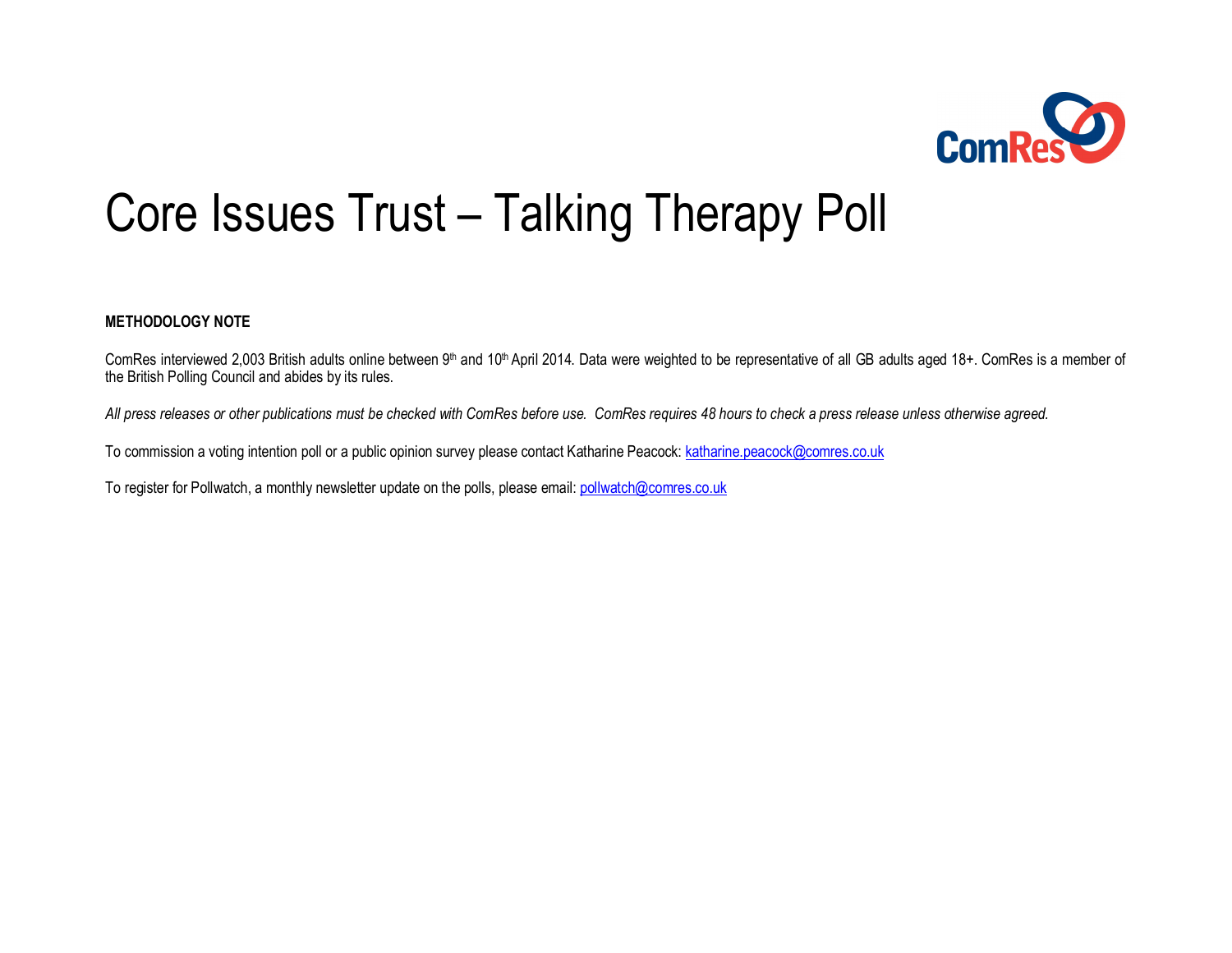# Core Issues Trust – Talking Therapy Poll

**METHODOLOGY NOTE**

ComRes interviewed 2,003 British adults online between 9th and 10th April 2014. Data were weighted to be representative of all GB adults aged 18+. ComRes is a member of the British Polling Council and abides by its rules.

*All press releases or other publications must be checked with ComRes before use. ComRes requires 48 hours to check a press release unless otherwise agreed.*

To commission a voting intention poll or a public opinion survey please contact Katharine Peacock: katharine.peacock@comres.co.uk

To register for Pollwatch, a monthly newsletter update on the polls, please email: pollwatch@comres.co.uk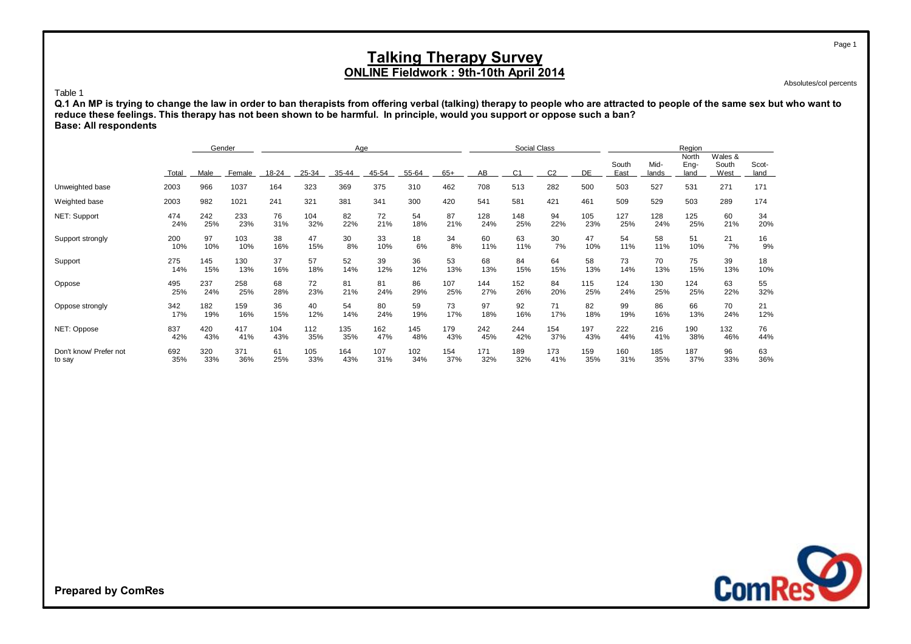# Talking Therapy Survey

## ONLINE Fieldwork : 9th-10th April 2014

Absolutes/col percents

Table 1

**Q.1 An MP is trying to change the law in order to ban therapists from offering verbal (talking) therapy to people who are attracted to people of the same sex but who want to reduce these feelings. This therapy has not been shown to be harmful. In principle, would you support or oppose such a ban?**
**Base: All respondents**

| | | Gender | | Age | | | | | | Social Class | | | | Region | | | | |
|---|---|---|---|---|---|---|---|---|---|---|---|---|---|---|---|---|---|---|
| | Total | Male | Female | 18-24 | 25-34 | 35-44 | 45-54 | 55-64 | 65+ | AB | C1 | C2 | DE | South East | Mid-lands | North Eng-land | Wales & South West | Scot-land |
| Unweighted base | 2003 | 966 | 1037 | 164 | 323 | 369 | 375 | 310 | 462 | 708 | 513 | 282 | 500 | 503 | 527 | 531 | 271 | 171 |
| Weighted base | 2003 | 982 | 1021 | 241 | 321 | 381 | 341 | 300 | 420 | 541 | 581 | 421 | 461 | 509 | 529 | 503 | 289 | 174 |
| NET: Support | 474 | 242 | 233 | 76 | 104 | 82 | 72 | 54 | 87 | 128 | 148 | 94 | 105 | 127 | 128 | 125 | 60 | 34 |
| | 24% | 25% | 23% | 31% | 32% | 22% | 21% | 18% | 21% | 24% | 25% | 22% | 23% | 25% | 24% | 25% | 21% | 20% |
| Support strongly | 200 | 97 | 103 | 38 | 47 | 30 | 33 | 18 | 34 | 60 | 63 | 30 | 47 | 54 | 58 | 51 | 21 | 16 |
| | 10% | 10% | 10% | 16% | 15% | 8% | 10% | 6% | 8% | 11% | 11% | 7% | 10% | 11% | 11% | 10% | 7% | 9% |
| Support | 275 | 145 | 130 | 37 | 57 | 52 | 39 | 36 | 53 | 68 | 84 | 64 | 58 | 73 | 70 | 75 | 39 | 18 |
| | 14% | 15% | 13% | 16% | 18% | 14% | 12% | 12% | 13% | 13% | 15% | 15% | 13% | 14% | 13% | 15% | 13% | 10% |
| Oppose | 495 | 237 | 258 | 68 | 72 | 81 | 81 | 86 | 107 | 144 | 152 | 84 | 115 | 124 | 130 | 124 | 63 | 55 |
| | 25% | 24% | 25% | 28% | 23% | 21% | 24% | 29% | 25% | 27% | 26% | 20% | 25% | 24% | 25% | 25% | 22% | 32% |
| Oppose strongly | 342 | 182 | 159 | 36 | 40 | 54 | 80 | 59 | 73 | 97 | 92 | 71 | 82 | 99 | 86 | 66 | 70 | 21 |
| | 17% | 19% | 16% | 15% | 12% | 14% | 24% | 19% | 17% | 18% | 16% | 17% | 18% | 19% | 16% | 13% | 24% | 12% |
| NET: Oppose | 837 | 420 | 417 | 104 | 112 | 135 | 162 | 145 | 179 | 242 | 244 | 154 | 197 | 222 | 216 | 190 | 132 | 76 |
| | 42% | 43% | 41% | 43% | 35% | 35% | 47% | 48% | 43% | 45% | 42% | 37% | 43% | 44% | 41% | 38% | 46% | 44% |
| Don't know/ Prefer not to say | 692 | 320 | 371 | 61 | 105 | 164 | 107 | 102 | 154 | 171 | 189 | 173 | 159 | 160 | 185 | 187 | 96 | 63 |
| | 35% | 33% | 36% | 25% | 33% | 43% | 31% | 34% | 37% | 32% | 32% | 41% | 35% | 31% | 35% | 37% | 33% | 36% |

**Prepared by ComRes**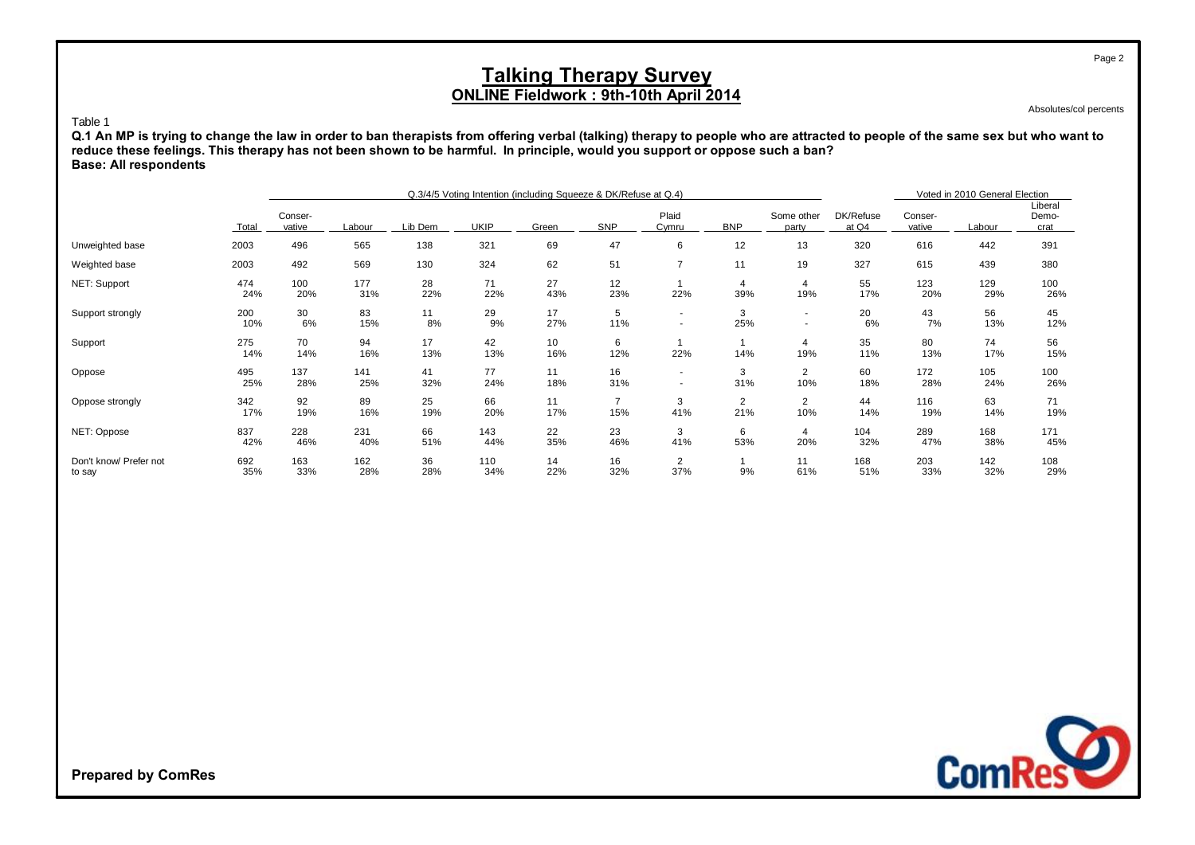# Talking Therapy Survey

## ONLINE Fieldwork : 9th-10th April 2014

Absolutes/col percents

Table 1

**Q.1 An MP is trying to change the law in order to ban therapists from offering verbal (talking) therapy to people who are attracted to people of the same sex but who want to reduce these feelings. This therapy has not been shown to be harmful. In principle, would you support or oppose such a ban?**
**Base: All respondents**

| | | Q.3/4/5 Voting Intention (including Squeeze & DK/Refuse at Q.4) | | | | | | | | | | Voted in 2010 General Election | | |
|---|---|---|---|---|---|---|---|---|---|---|---|---|---|---|
| | Total | Conser-vative | Labour | Lib Dem | UKIP | Green | SNP | Plaid Cymru | BNP | Some other party | DK/Refuse at Q4 | Conser-vative | Labour | Liberal Demo-crat |
| Unweighted base | 2003 | 496 | 565 | 138 | 321 | 69 | 47 | 6 | 12 | 13 | 320 | 616 | 442 | 391 |
| Weighted base | 2003 | 492 | 569 | 130 | 324 | 62 | 51 | 7 | 11 | 19 | 327 | 615 | 439 | 380 |
| NET: Support | 474 | 100 | 177 | 28 | 71 | 27 | 12 | 1 | 4 | 4 | 55 | 123 | 129 | 100 |
| | 24% | 20% | 31% | 22% | 22% | 43% | 23% | 22% | 39% | 19% | 17% | 20% | 29% | 26% |
| Support strongly | 200 | 30 | 83 | 11 | 29 | 17 | 5 | - | 3 | - | 20 | 43 | 56 | 45 |
| | 10% | 6% | 15% | 8% | 9% | 27% | 11% | - | 25% | - | 6% | 7% | 13% | 12% |
| Support | 275 | 70 | 94 | 17 | 42 | 10 | 6 | 1 | 1 | 4 | 35 | 80 | 74 | 56 |
| | 14% | 14% | 16% | 13% | 13% | 16% | 12% | 22% | 14% | 19% | 11% | 13% | 17% | 15% |
| Oppose | 495 | 137 | 141 | 41 | 77 | 11 | 16 | - | 3 | 2 | 60 | 172 | 105 | 100 |
| | 25% | 28% | 25% | 32% | 24% | 18% | 31% | - | 31% | 10% | 18% | 28% | 24% | 26% |
| Oppose strongly | 342 | 92 | 89 | 25 | 66 | 11 | 7 | 3 | 2 | 2 | 44 | 116 | 63 | 71 |
| | 17% | 19% | 16% | 19% | 20% | 17% | 15% | 41% | 21% | 10% | 14% | 19% | 14% | 19% |
| NET: Oppose | 837 | 228 | 231 | 66 | 143 | 22 | 23 | 3 | 6 | 4 | 104 | 289 | 168 | 171 |
| | 42% | 46% | 40% | 51% | 44% | 35% | 46% | 41% | 53% | 20% | 32% | 47% | 38% | 45% |
| Don't know/ Prefer not to say | 692 | 163 | 162 | 36 | 110 | 14 | 16 | 2 | 1 | 11 | 168 | 203 | 142 | 108 |
| | 35% | 33% | 28% | 28% | 34% | 22% | 32% | 37% | 9% | 61% | 51% | 33% | 32% | 29% |

**Prepared by ComRes**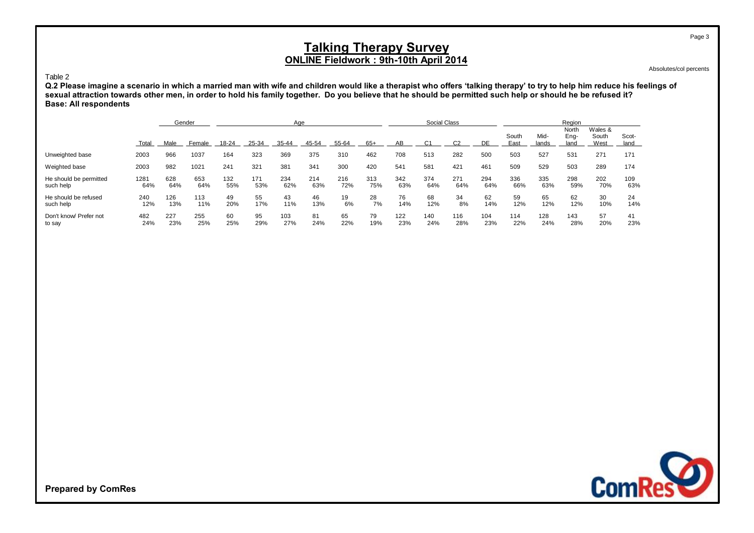# Talking Therapy Survey
## ONLINE Fieldwork : 9th-10th April 2014

Absolutes/col percents

Table 2

**Q.2 Please imagine a scenario in which a married man with wife and children would like a therapist who offers 'talking therapy' to try to help him reduce his feelings of sexual attraction towards other men, in order to hold his family together. Do you believe that he should be permitted such help or should he be refused it?**
**Base: All respondents**

| | | Gender | | Age | | | | | | Social Class | | | | Region | | | | |
|---|---|---|---|---|---|---|---|---|---|---|---|---|---|---|---|---|---|---|
| | Total | Male | Female | 18-24 | 25-34 | 35-44 | 45-54 | 55-64 | 65+ | AB | C1 | C2 | DE | South East | Mid-lands | North Eng-land | Wales & South West | Scot-land |
| Unweighted base | 2003 | 966 | 1037 | 164 | 323 | 369 | 375 | 310 | 462 | 708 | 513 | 282 | 500 | 503 | 527 | 531 | 271 | 171 |
| Weighted base | 2003 | 982 | 1021 | 241 | 321 | 381 | 341 | 300 | 420 | 541 | 581 | 421 | 461 | 509 | 529 | 503 | 289 | 174 |
| He should be permitted such help | 1281 | 628 | 653 | 132 | 171 | 234 | 214 | 216 | 313 | 342 | 374 | 271 | 294 | 336 | 335 | 298 | 202 | 109 |
| | 64% | 64% | 64% | 55% | 53% | 62% | 63% | 72% | 75% | 63% | 64% | 64% | 64% | 66% | 63% | 59% | 70% | 63% |
| He should be refused such help | 240 | 126 | 113 | 49 | 55 | 43 | 46 | 19 | 28 | 76 | 68 | 34 | 62 | 59 | 65 | 62 | 30 | 24 |
| | 12% | 13% | 11% | 20% | 17% | 11% | 13% | 6% | 7% | 14% | 12% | 8% | 14% | 12% | 12% | 12% | 10% | 14% |
| Don't know/ Prefer not to say | 482 | 227 | 255 | 60 | 95 | 103 | 81 | 65 | 79 | 122 | 140 | 116 | 104 | 114 | 128 | 143 | 57 | 41 |
| | 24% | 23% | 25% | 25% | 29% | 27% | 24% | 22% | 19% | 23% | 24% | 28% | 23% | 22% | 24% | 28% | 20% | 23% |

**Prepared by ComRes**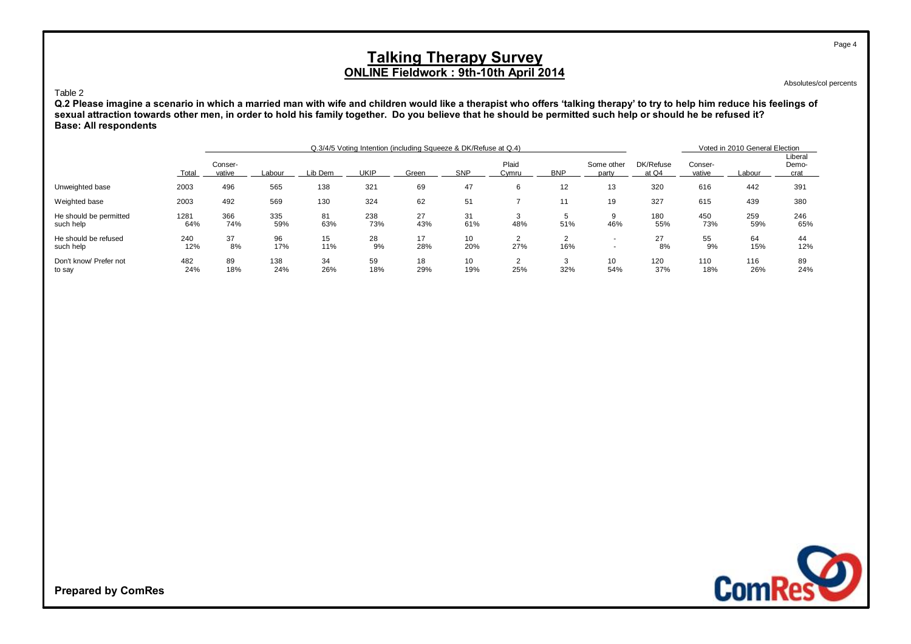# Talking Therapy Survey

## ONLINE Fieldwork : 9th-10th April 2014

Absolutes/col percents

Table 2

**Q.2 Please imagine a scenario in which a married man with wife and children would like a therapist who offers 'talking therapy' to try to help him reduce his feelings of sexual attraction towards other men, in order to hold his family together. Do you believe that he should be permitted such help or should he be refused it?**
**Base: All respondents**

| | | Q.3/4/5 Voting Intention (including Squeeze & DK/Refuse at Q.4) | | | | | | | | | | Voted in 2010 General Election | | |
|---|---|---|---|---|---|---|---|---|---|---|---|---|---|---|
| | Total | Conser-vative | Labour | Lib Dem | UKIP | Green | SNP | Plaid Cymru | BNP | Some other party | DK/Refuse at Q4 | Conser-vative | Labour | Liberal Demo-crat |
| Unweighted base | 2003 | 496 | 565 | 138 | 321 | 69 | 47 | 6 | 12 | 13 | 320 | 616 | 442 | 391 |
| Weighted base | 2003 | 492 | 569 | 130 | 324 | 62 | 51 | 7 | 11 | 19 | 327 | 615 | 439 | 380 |
| He should be permitted such help | 1281 | 366 | 335 | 81 | 238 | 27 | 31 | 3 | 5 | 9 | 180 | 450 | 259 | 246 |
| | 64% | 74% | 59% | 63% | 73% | 43% | 61% | 48% | 51% | 46% | 55% | 73% | 59% | 65% |
| He should be refused such help | 240 | 37 | 96 | 15 | 28 | 17 | 10 | 2 | 2 | - | 27 | 55 | 64 | 44 |
| | 12% | 8% | 17% | 11% | 9% | 28% | 20% | 27% | 16% | - | 8% | 9% | 15% | 12% |
| Don't know/ Prefer not to say | 482 | 89 | 138 | 34 | 59 | 18 | 10 | 2 | 3 | 10 | 120 | 110 | 116 | 89 |
| | 24% | 18% | 24% | 26% | 18% | 29% | 19% | 25% | 32% | 54% | 37% | 18% | 26% | 24% |

**Prepared by ComRes**